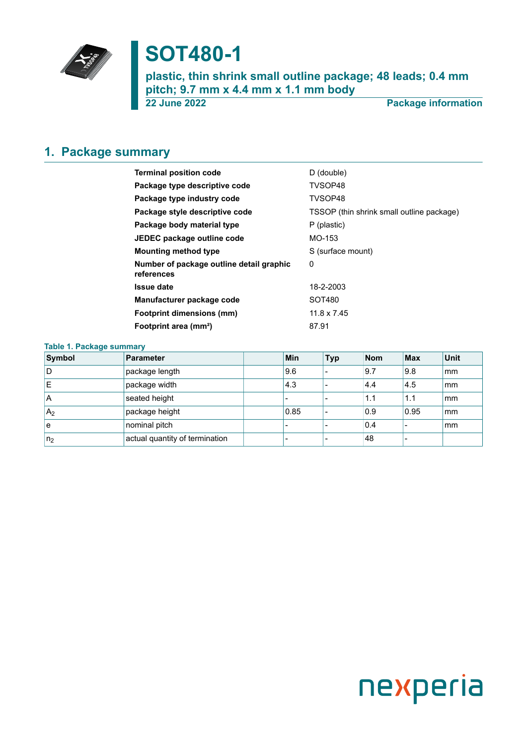# SOT480-1

**plastic, thin shrink small outline package; 48 leads; 0.4 mm pitch; 9.7 mm x 4.4 mm x 1.1 mm body**

**22 June 2022** **Package information**

## 1. Package summary

| | |
|---|---|
| **Terminal position code** | D (double) |
| **Package type descriptive code** | TVSOP48 |
| **Package type industry code** | TVSOP48 |
| **Package style descriptive code** | TSSOP (thin shrink small outline package) |
| **Package body material type** | P (plastic) |
| **JEDEC package outline code** | MO-153 |
| **Mounting method type** | S (surface mount) |
| **Number of package outline detail graphic references** | 0 |
| **Issue date** | 18-2-2003 |
| **Manufacturer package code** | SOT480 |
| **Footprint dimensions (mm)** | 11.8 x 7.45 |
| **Footprint area (mm²)** | 87.91 |

**Table 1. Package summary**

| Symbol | Parameter | | Min | Typ | Nom | Max | Unit |
|---|---|---|---|---|---|---|---|
| D | package length | | 9.6 | - | 9.7 | 9.8 | mm |
| E | package width | | 4.3 | - | 4.4 | 4.5 | mm |
| A | seated height | | - | - | 1.1 | 1.1 | mm |
| $A_2$ | package height | | 0.85 | - | 0.9 | 0.95 | mm |
| e | nominal pitch | | - | - | 0.4 | - | mm |
| $n_2$ | actual quantity of termination | | - | - | 48 | - | |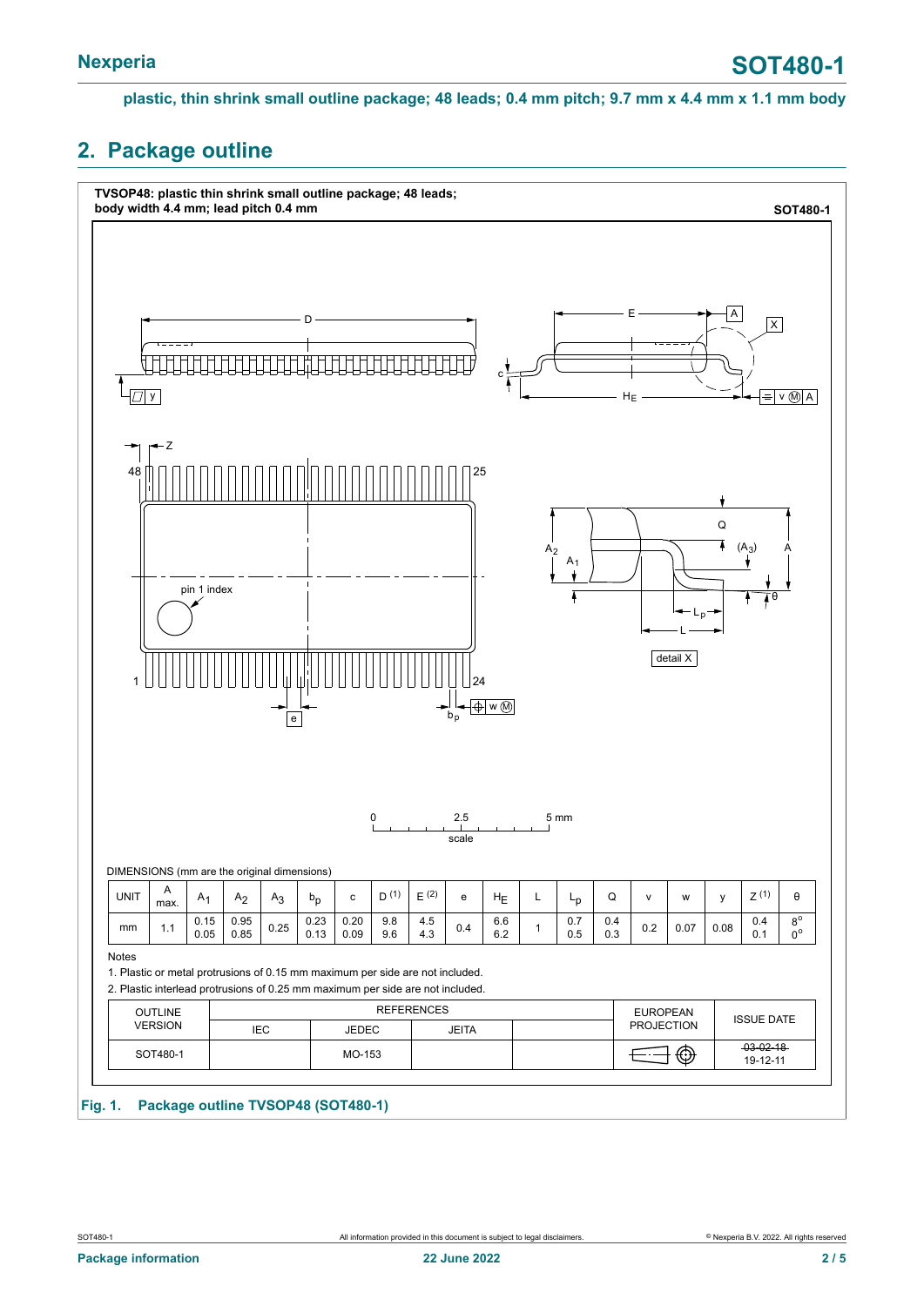## 2. Package outline

**TVSOP48: plastic thin shrink small outline package; 48 leads; body width 4.4 mm; lead pitch 0.4 mm**

**SOT480-1**

D

E

A

X

c

$H_E$

y

v Ⓜ A

Z

48

25

pin 1 index

Q

$A_2$

$A_1$

$(A_3)$

A

θ

$L_p$

L

detail X

1

24

e

$b_p$

w Ⓜ

0

2.5

5 mm

scale

DIMENSIONS (mm are the original dimensions)

| UNIT | A max. | $A_1$ | $A_2$ | $A_3$ | $b_p$ | c | D [1] | E [2] | e | $H_E$ | L | $L_p$ | Q | v | w | y | Z [1] | θ |
|---|---|---|---|---|---|---|---|---|---|---|---|---|---|---|---|---|---|---|
| mm | 1.1 | 0.15<br>0.05 | 0.95<br>0.85 | 0.25 | 0.23<br>0.13 | 0.20<br>0.09 | 9.8<br>9.6 | 4.5<br>4.3 | 0.4 | 6.6<br>6.2 | 1 | 0.7<br>0.5 | 0.4<br>0.3 | 0.2 | 0.07 | 0.08 | 0.4<br>0.1 | 8°<br>0° |

Notes

1. Plastic or metal protrusions of 0.15 mm maximum per side are not included.
2. Plastic interlead protrusions of 0.25 mm maximum per side are not included.

| OUTLINE VERSION | REFERENCES | | | | EUROPEAN PROJECTION | ISSUE DATE |
|---|---|---|---|---|---|---|
| | IEC | JEDEC | JEITA | | | |
| SOT480-1 | | MO-153 | | | | ~~03-02-18~~<br>19-12-11 |

**Fig. 1. Package outline TVSOP48 (SOT480-1)**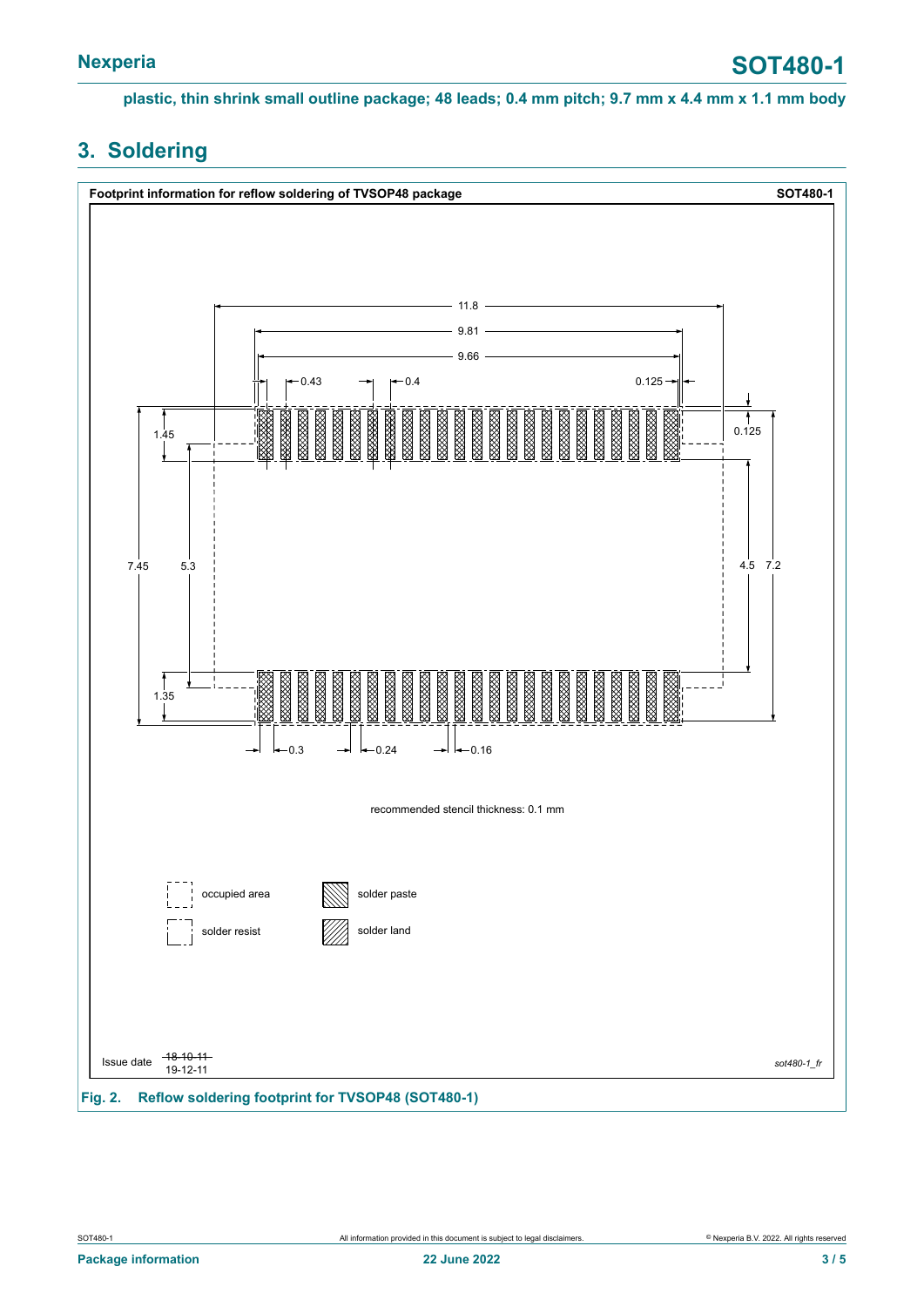## 3. Soldering

**Footprint information for reflow soldering of TVSOP48 package** **SOT480-1**

11.8

9.81

9.66

0.43

0.4

0.125

1.45

0.125

7.45

5.3

4.5

7.2

1.35

0.3

0.24

0.16

recommended stencil thickness: 0.1 mm

occupied area

solder paste

solder resist

solder land

Issue date ~~18-10-11~~ 19-12-11

*sot480-1_fr*

**Fig. 2. Reflow soldering footprint for TVSOP48 (SOT480-1)**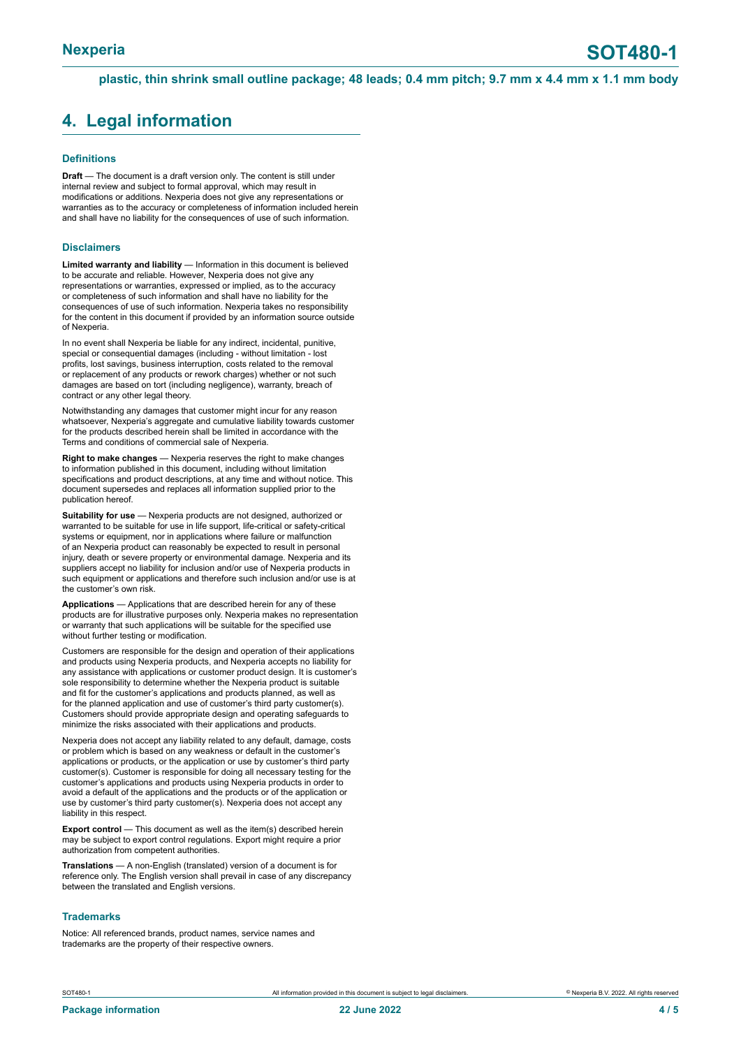# 4. Legal information

### Definitions

**Draft** — The document is a draft version only. The content is still under internal review and subject to formal approval, which may result in modifications or additions. Nexperia does not give any representations or warranties as to the accuracy or completeness of information included herein and shall have no liability for the consequences of use of such information.

### Disclaimers

**Limited warranty and liability** — Information in this document is believed to be accurate and reliable. However, Nexperia does not give any representations or warranties, expressed or implied, as to the accuracy or completeness of such information and shall have no liability for the consequences of use of such information. Nexperia takes no responsibility for the content in this document if provided by an information source outside of Nexperia.

In no event shall Nexperia be liable for any indirect, incidental, punitive, special or consequential damages (including - without limitation - lost profits, lost savings, business interruption, costs related to the removal or replacement of any products or rework charges) whether or not such damages are based on tort (including negligence), warranty, breach of contract or any other legal theory.

Notwithstanding any damages that customer might incur for any reason whatsoever, Nexperia's aggregate and cumulative liability towards customer for the products described herein shall be limited in accordance with the Terms and conditions of commercial sale of Nexperia.

**Right to make changes** — Nexperia reserves the right to make changes to information published in this document, including without limitation specifications and product descriptions, at any time and without notice. This document supersedes and replaces all information supplied prior to the publication hereof.

**Suitability for use** — Nexperia products are not designed, authorized or warranted to be suitable for use in life support, life-critical or safety-critical systems or equipment, nor in applications where failure or malfunction of an Nexperia product can reasonably be expected to result in personal injury, death or severe property or environmental damage. Nexperia and its suppliers accept no liability for inclusion and/or use of Nexperia products in such equipment or applications and therefore such inclusion and/or use is at the customer's own risk.

**Applications** — Applications that are described herein for any of these products are for illustrative purposes only. Nexperia makes no representation or warranty that such applications will be suitable for the specified use without further testing or modification.

Customers are responsible for the design and operation of their applications and products using Nexperia products, and Nexperia accepts no liability for any assistance with applications or customer product design. It is customer's sole responsibility to determine whether the Nexperia product is suitable and fit for the customer's applications and products planned, as well as for the planned application and use of customer's third party customer(s). Customers should provide appropriate design and operating safeguards to minimize the risks associated with their applications and products.

Nexperia does not accept any liability related to any default, damage, costs or problem which is based on any weakness or default in the customer's applications or products, or the application or use by customer's third party customer(s). Customer is responsible for doing all necessary testing for the customer's applications and products using Nexperia products in order to avoid a default of the applications and the products or of the application or use by customer's third party customer(s). Nexperia does not accept any liability in this respect.

**Export control** — This document as well as the item(s) described herein may be subject to export control regulations. Export might require a prior authorization from competent authorities.

**Translations** — A non-English (translated) version of a document is for reference only. The English version shall prevail in case of any discrepancy between the translated and English versions.

### Trademarks

Notice: All referenced brands, product names, service names and trademarks are the property of their respective owners.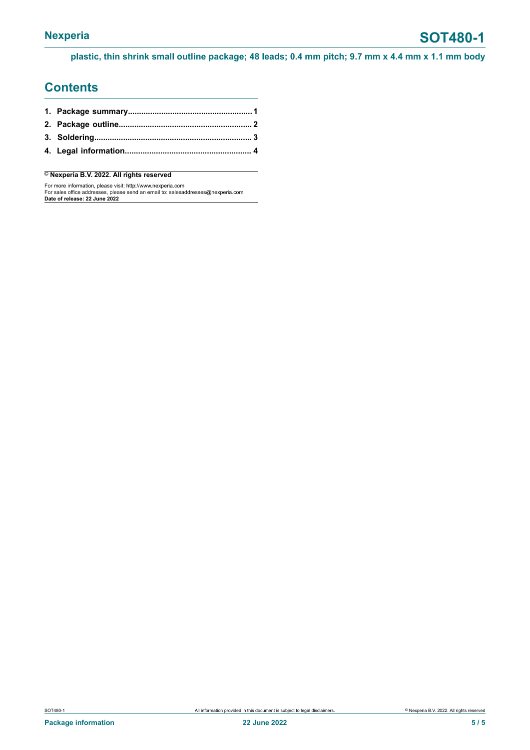## Contents

1. **Package summary**....................................................... 1
2. **Package outline**........................................................... 2
3. **Soldering**...................................................................... 3
4. **Legal information**........................................................ 4

**© Nexperia B.V. 2022. All rights reserved**

For more information, please visit: http://www.nexperia.com
For sales office addresses, please send an email to: salesaddresses@nexperia.com
**Date of release: 22 June 2022**